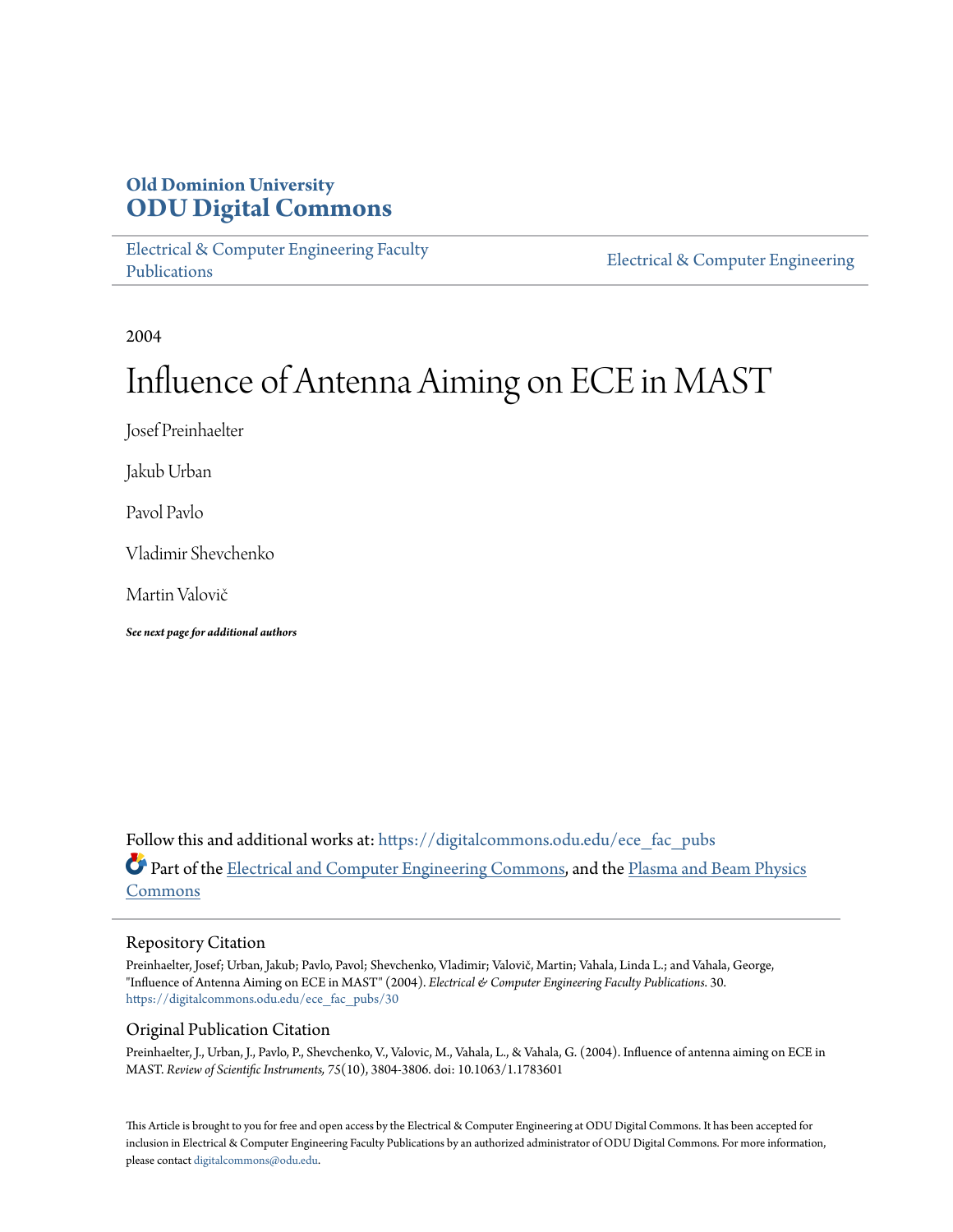**Old Dominion University**
**ODU Digital Commons**

Electrical & Computer Engineering Faculty Publications | Electrical & Computer Engineering

2004

# Influence of Antenna Aiming on ECE in MAST

Josef Preinhaelter

Jakub Urban

Pavol Pavlo

Vladimir Shevchenko

Martin Valovič

***See next page for additional authors***

Follow this and additional works at: https://digitalcommons.odu.edu/ece_fac_pubs

Part of the Electrical and Computer Engineering Commons, and the Plasma and Beam Physics Commons

## Repository Citation

Preinhaelter, Josef; Urban, Jakub; Pavlo, Pavol; Shevchenko, Vladimir; Valovič, Martin; Vahala, Linda L.; and Vahala, George, "Influence of Antenna Aiming on ECE in MAST" (2004). *Electrical & Computer Engineering Faculty Publications*. 30.
https://digitalcommons.odu.edu/ece_fac_pubs/30

## Original Publication Citation

Preinhaelter, J., Urban, J., Pavlo, P., Shevchenko, V., Valovic, M., Vahala, L., & Vahala, G. (2004). Influence of antenna aiming on ECE in MAST. *Review of Scientific Instruments, 75*(10), 3804-3806. doi: 10.1063/1.1783601

This Article is brought to you for free and open access by the Electrical & Computer Engineering at ODU Digital Commons. It has been accepted for inclusion in Electrical & Computer Engineering Faculty Publications by an authorized administrator of ODU Digital Commons. For more information, please contact digitalcommons@odu.edu.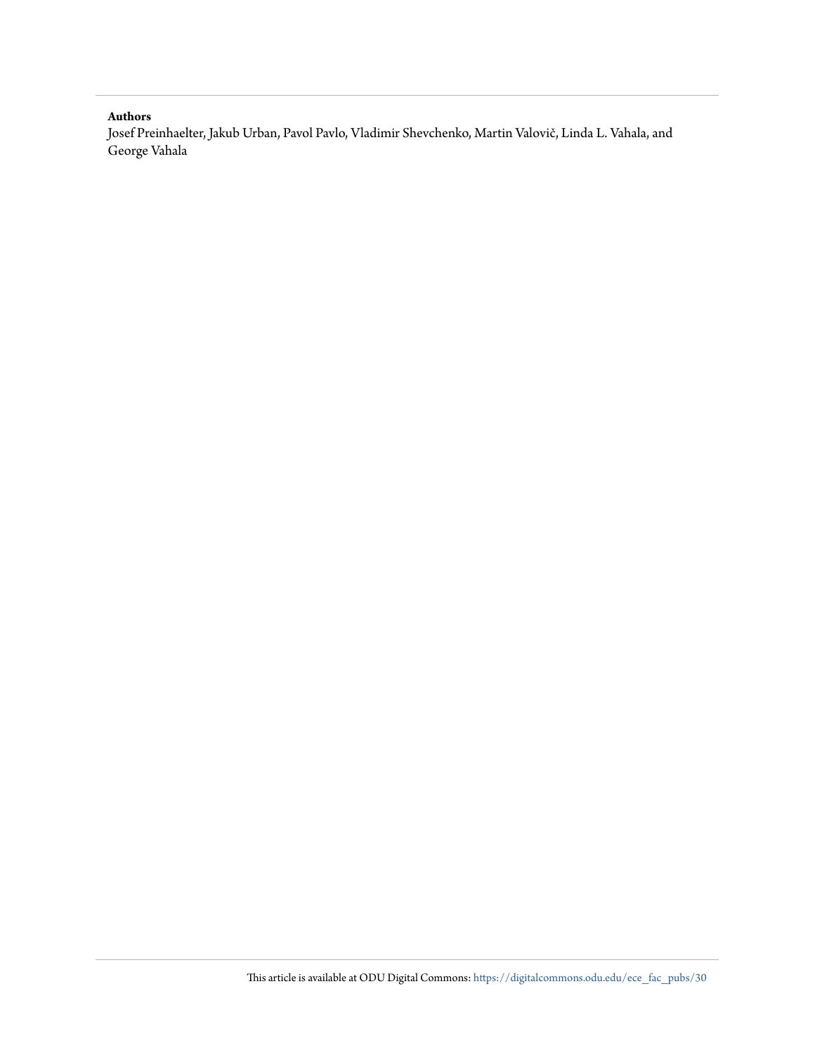**Authors**

Josef Preinhaelter, Jakub Urban, Pavol Pavlo, Vladimir Shevchenko, Martin Valovič, Linda L. Vahala, and George Vahala

This article is available at ODU Digital Commons: https://digitalcommons.odu.edu/ece_fac_pubs/30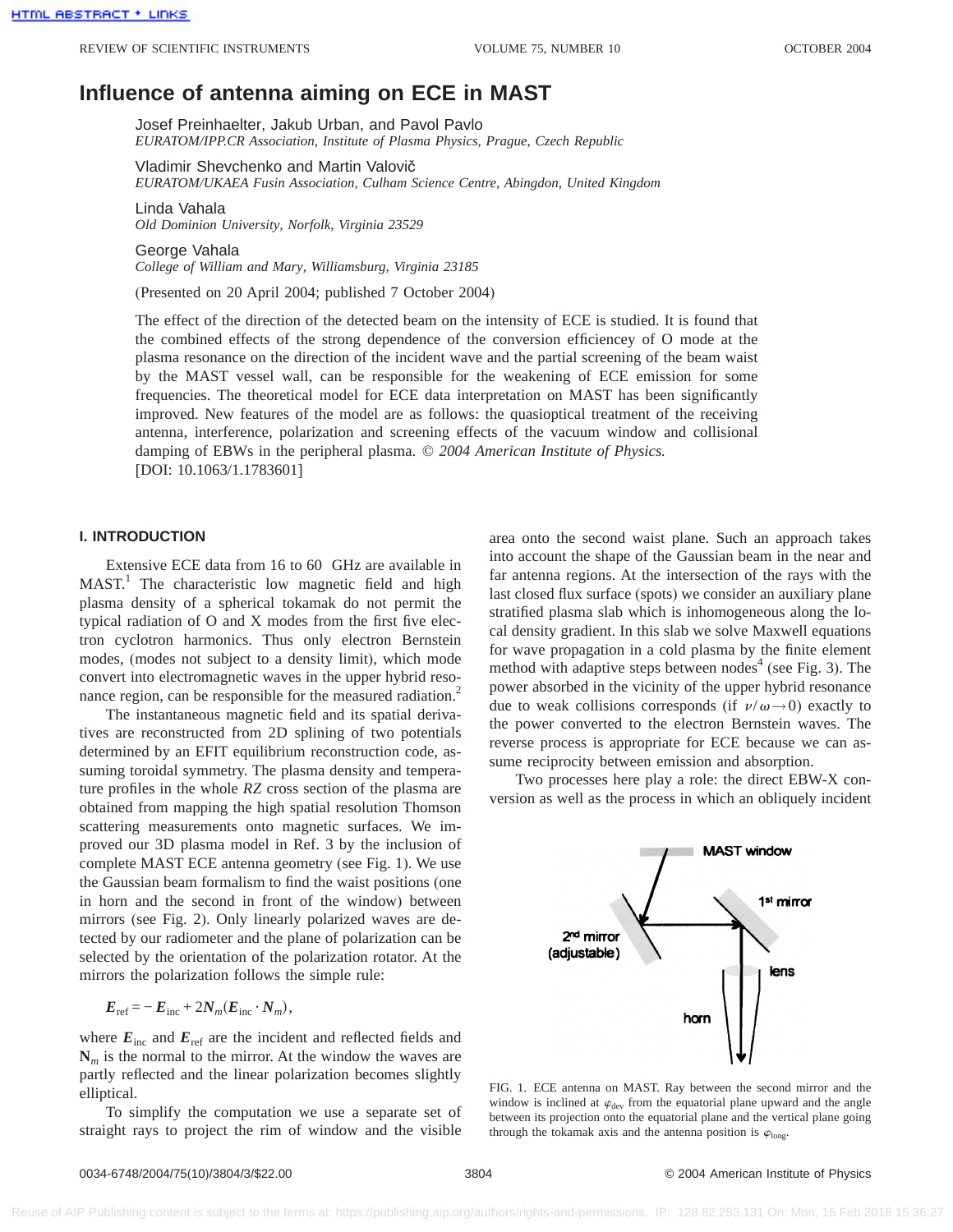# Influence of antenna aiming on ECE in MAST

Josef Preinhaelter, Jakub Urban, and Pavol Pavlo
*EURATOM/IPP.CR Association, Institute of Plasma Physics, Prague, Czech Republic*

Vladimir Shevchenko and Martin Valovič
*EURATOM/UKAEA Fusin Association, Culham Science Centre, Abingdon, United Kingdom*

Linda Vahala
*Old Dominion University, Norfolk, Virginia 23529*

George Vahala
*College of William and Mary, Williamsburg, Virginia 23185*

(Presented on 20 April 2004; published 7 October 2004)

The effect of the direction of the detected beam on the intensity of ECE is studied. It is found that the combined effects of the strong dependence of the conversion efficiencey of O mode at the plasma resonance on the direction of the incident wave and the partial screening of the beam waist by the MAST vessel wall, can be responsible for the weakening of ECE emission for some frequencies. The theoretical model for ECE data interpretation on MAST has been significantly improved. New features of the model are as follows: the quasioptical treatment of the receiving antenna, interference, polarization and screening effects of the vacuum window and collisional damping of EBWs in the peripheral plasma. *© 2004 American Institute of Physics.* [DOI: 10.1063/1.1783601]

## I. INTRODUCTION

Extensive ECE data from 16 to 60 GHz are available in MAST.[1] The characteristic low magnetic field and high plasma density of a spherical tokamak do not permit the typical radiation of O and X modes from the first five electron cyclotron harmonics. Thus only electron Bernstein modes, (modes not subject to a density limit), which mode convert into electromagnetic waves in the upper hybrid resonance region, can be responsible for the measured radiation.[2]

The instantaneous magnetic field and its spatial derivatives are reconstructed from 2D splining of two potentials determined by an EFIT equilibrium reconstruction code, assuming toroidal symmetry. The plasma density and temperature profiles in the whole *RZ* cross section of the plasma are obtained from mapping the high spatial resolution Thomson scattering measurements onto magnetic surfaces. We improved our 3D plasma model in Ref. 3 by the inclusion of complete MAST ECE antenna geometry (see Fig. 1). We use the Gaussian beam formalism to find the waist positions (one in horn and the second in front of the window) between mirrors (see Fig. 2). Only linearly polarized waves are detected by our radiometer and the plane of polarization can be selected by the orientation of the polarization rotator. At the mirrors the polarization follows the simple rule:

$$\boldsymbol{E}_{\mathrm{ref}} = -\boldsymbol{E}_{\mathrm{inc}} + 2\mathbf{N}_m(\boldsymbol{E}_{\mathrm{inc}} \cdot \mathbf{N}_m),$$

where $\boldsymbol{E}_{\mathrm{inc}}$ and $\boldsymbol{E}_{\mathrm{ref}}$ are the incident and reflected fields and $\mathbf{N}_m$ is the normal to the mirror. At the window the waves are partly reflected and the linear polarization becomes slightly elliptical.

To simplify the computation we use a separate set of straight rays to project the rim of window and the visible area onto the second waist plane. Such an approach takes into account the shape of the Gaussian beam in the near and far antenna regions. At the intersection of the rays with the last closed flux surface (spots) we consider an auxiliary plane stratified plasma slab which is inhomogeneous along the local density gradient. In this slab we solve Maxwell equations for wave propagation in a cold plasma by the finite element method with adaptive steps between nodes[4] (see Fig. 3). The power absorbed in the vicinity of the upper hybrid resonance due to weak collisions corresponds (if $\nu/\omega \to 0$) exactly to the power converted to the electron Bernstein waves. The reverse process is appropriate for ECE because we can assume reciprocity between emission and absorption.

Two processes here play a role: the direct EBW-X conversion as well as the process in which an obliquely incident

FIG. 1. ECE antenna on MAST. Ray between the second mirror and the window is inclined at $\varphi_{\mathrm{dev}}$ from the equatorial plane upward and the angle between its projection onto the equatorial plane and the vertical plane going through the tokamak axis and the antenna position is $\varphi_{\mathrm{long}}$.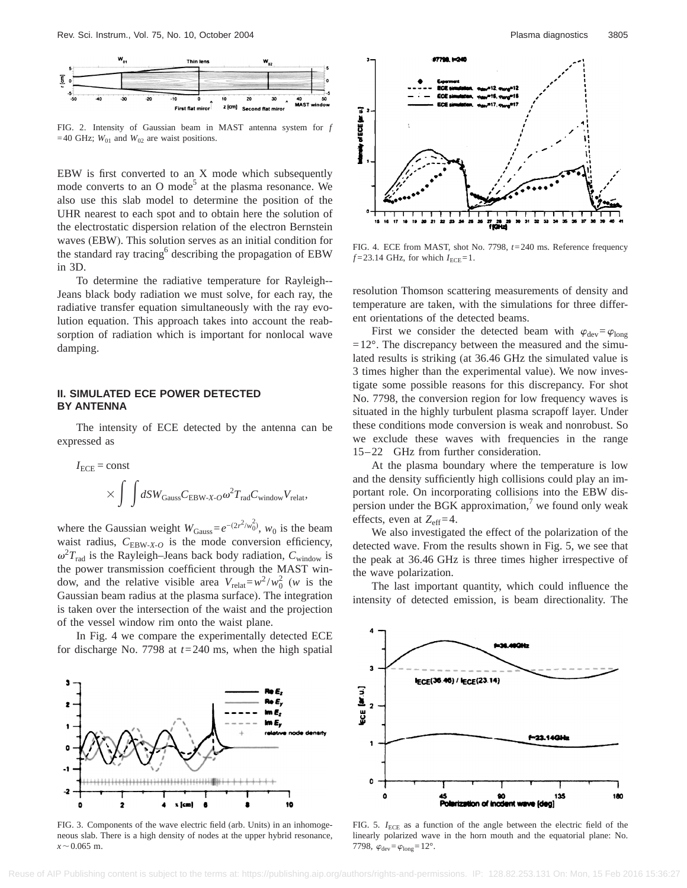FIG. 2. Intensity of Gaussian beam in MAST antenna system for $f = 40$ GHz; $W_{01}$ and $W_{02}$ are waist positions.

EBW is first converted to an X mode which subsequently mode converts to an O mode[5] at the plasma resonance. We also use this slab model to determine the position of the UHR nearest to each spot and to obtain here the solution of the electrostatic dispersion relation of the electron Bernstein waves (EBW). This solution serves as an initial condition for the standard ray tracing[6] describing the propagation of EBW in 3D.

To determine the radiative temperature for Rayleigh--Jeans black body radiation we must solve, for each ray, the radiative transfer equation simultaneously with the ray evolution equation. This approach takes into account the reabsorption of radiation which is important for nonlocal wave damping.

## II. SIMULATED ECE POWER DETECTED BY ANTENNA

The intensity of ECE detected by the antenna can be expressed as

$$I_{\text{ECE}} = \text{const} \times \int \int dS W_{\text{Gauss}} C_{\text{EBW-}X\text{-}O} \omega^2 T_{\text{rad}} C_{\text{window}} V_{\text{relat}},$$

where the Gaussian weight $W_{\text{Gauss}} = e^{-(2r^2/w_0^2)}$, $w_0$ is the beam waist radius, $C_{\text{EBW-}X\text{-}O}$ is the mode conversion efficiency, $\omega^2 T_{\text{rad}}$ is the Rayleigh–Jeans back body radiation, $C_{\text{window}}$ is the power transmission coefficient through the MAST window, and the relative visible area $V_{\text{relat}} = w^2/w_0^2$ ($w$ is the Gaussian beam radius at the plasma surface). The integration is taken over the intersection of the waist and the projection of the vessel window rim onto the waist plane.

In Fig. 4 we compare the experimentally detected ECE for discharge No. 7798 at $t = 240$ ms, when the high spatial resolution Thomson scattering measurements of density and temperature are taken, with the simulations for three different orientations of the detected beams.

First we consider the detected beam with $\varphi_{\text{dev}} = \varphi_{\text{long}} = 12°$. The discrepancy between the measured and the simulated results is striking (at 36.46 GHz the simulated value is 3 times higher than the experimental value). We now investigate some possible reasons for this discrepancy. For shot No. 7798, the conversion region for low frequency waves is situated in the highly turbulent plasma scrapoff layer. Under these conditions mode conversion is weak and nonrobust. So we exclude these waves with frequencies in the range 15–22 GHz from further consideration.

At the plasma boundary where the temperature is low and the density sufficiently high collisions could play an important role. On incorporating collisions into the EBW dispersion under the BGK approximation,[7] we found only weak effects, even at $Z_{\text{eff}} = 4$.

We also investigated the effect of the polarization of the detected wave. From the results shown in Fig. 5, we see that the peak at 36.46 GHz is three times higher irrespective of the wave polarization.

The last important quantity, which could influence the intensity of detected emission, is beam directionality. The

FIG. 3. Components of the wave electric field (arb. Units) in an inhomogeneous slab. There is a high density of nodes at the upper hybrid resonance, $x \sim 0.065$ m.

FIG. 4. ECE from MAST, shot No. 7798, $t = 240$ ms. Reference frequency $f = 23.14$ GHz, for which $I_{\text{ECE}} = 1$.

FIG. 5. $I_{\text{ECE}}$ as a function of the angle between the electric field of the linearly polarized wave in the horn mouth and the equatorial plane: No. 7798, $\varphi_{\text{dev}} = \varphi_{\text{long}} = 12°$.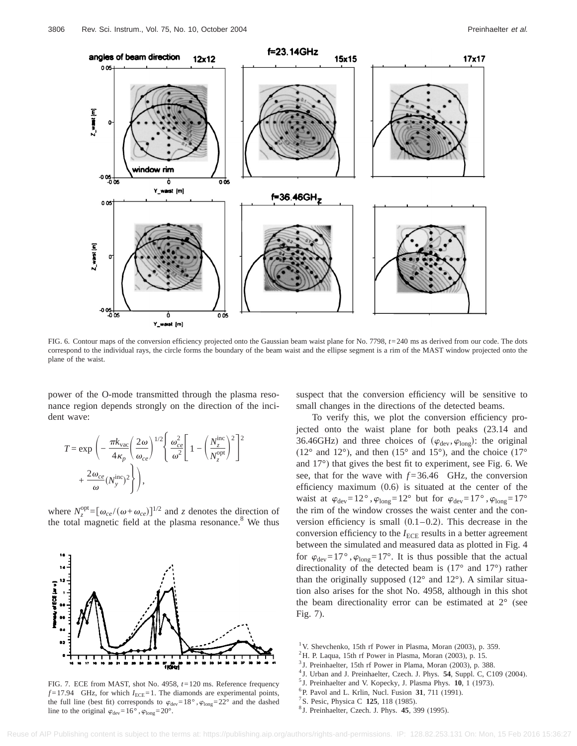angles of beam direction

12x12

f=23.14GHz

15x15

17x17

0 05

Z_waist [m]

0

window rim

-0 05

-0 05

0

0 05

Y_waist [m]

f=36.46GHz

0 05

Z_waist [m]

0

-0 05

-0 05

0

0 05

Y_waist [m]

FIG. 6. Contour maps of the conversion efficiency projected onto the Gaussian beam waist plane for No. 7798, $t=240$ ms as derived from our code. The dots correspond to the individual rays, the circle forms the boundary of the beam waist and the ellipse segment is a rim of the MAST window projected onto the plane of the waist.

power of the O-mode transmitted through the plasma resonance region depends strongly on the direction of the incident wave:

$$T = \exp\left(-\frac{\pi k_{\mathrm{vac}}}{4\kappa_p}\left(\frac{2\omega}{\omega_{ce}}\right)^{1/2}\left\{\frac{\omega_{ce}^2}{\omega^2}\left[1-\left(\frac{N_z^{\mathrm{inc}}}{N_z^{\mathrm{opt}}}\right)^2\right]^2 + \frac{2\omega_{ce}}{\omega}(N_y^{\mathrm{inc}})^2\right\}\right),$$

where $N_z^{\mathrm{opt}}=[\omega_{ce}/(\omega+\omega_{ce})]^{1/2}$ and $z$ denotes the direction of the total magnetic field at the plasma resonance.[8] We thus suspect that the conversion efficiency will be sensitive to small changes in the directions of the detected beams.

To verify this, we plot the conversion efficiency projected onto the waist plane for both peaks (23.14 and 36.46GHz) and three choices of $(\varphi_{\mathrm{dev}},\varphi_{\mathrm{long}})$: the original (12° and 12°), and then (15° and 15°), and the choice (17° and 17°) that gives the best fit to experiment, see Fig. 6. We see, that for the wave with $f=36.46$ GHz, the conversion efficiency maximum (0.6) is situated at the center of the waist at $\varphi_{\mathrm{dev}}=12°,\varphi_{\mathrm{long}}=12°$ but for $\varphi_{\mathrm{dev}}=17°,\varphi_{\mathrm{long}}=17°$ the rim of the window crosses the waist center and the conversion efficiency is small (0.1–0.2). This decrease in the conversion efficiency to the $I_{\mathrm{ECE}}$ results in a better agreement between the simulated and measured data as plotted in Fig. 4 for $\varphi_{\mathrm{dev}}=17°,\varphi_{\mathrm{long}}=17°$. It is thus possible that the actual directionality of the detected beam is (17° and 17°) rather than the originally supposed (12° and 12°). A similar situation also arises for the shot No. 4958, although in this shot the beam directionality error can be estimated at 2° (see Fig. 7).

Intensity of ECE [a. u.]

f [GHz]

FIG. 7. ECE from MAST, shot No. 4958, $t=120$ ms. Reference frequency $f=17.94$ GHz, for which $I_{\mathrm{ECE}}=1$. The diamonds are experimental points, the full line (best fit) corresponds to $\varphi_{\mathrm{dev}}=18°,\varphi_{\mathrm{long}}=22°$ and the dashed line to the original $\varphi_{\mathrm{dev}}=16°,\varphi_{\mathrm{long}}=20°$.

[1] V. Shevchenko, 15th rf Power in Plasma, Moran (2003), p. 359.
[2] H. P. Laqua, 15th rf Power in Plasma, Moran (2003), p. 15.
[3] J. Preinhaelter, 15th rf Power in Plama, Moran (2003), p. 388.
[4] J. Urban and J. Preinhaelter, Czech. J. Phys. **54**, Suppl. C, C109 (2004).
[5] J. Preinhaelter and V. Kopecky, J. Plasma Phys. **10**, 1 (1973).
[6] P. Pavol and L. Krlin, Nucl. Fusion **31**, 711 (1991).
[7] S. Pesic, Physica C **125**, 118 (1985).
[8] J. Preinhaelter, Czech. J. Phys. **45**, 399 (1995).